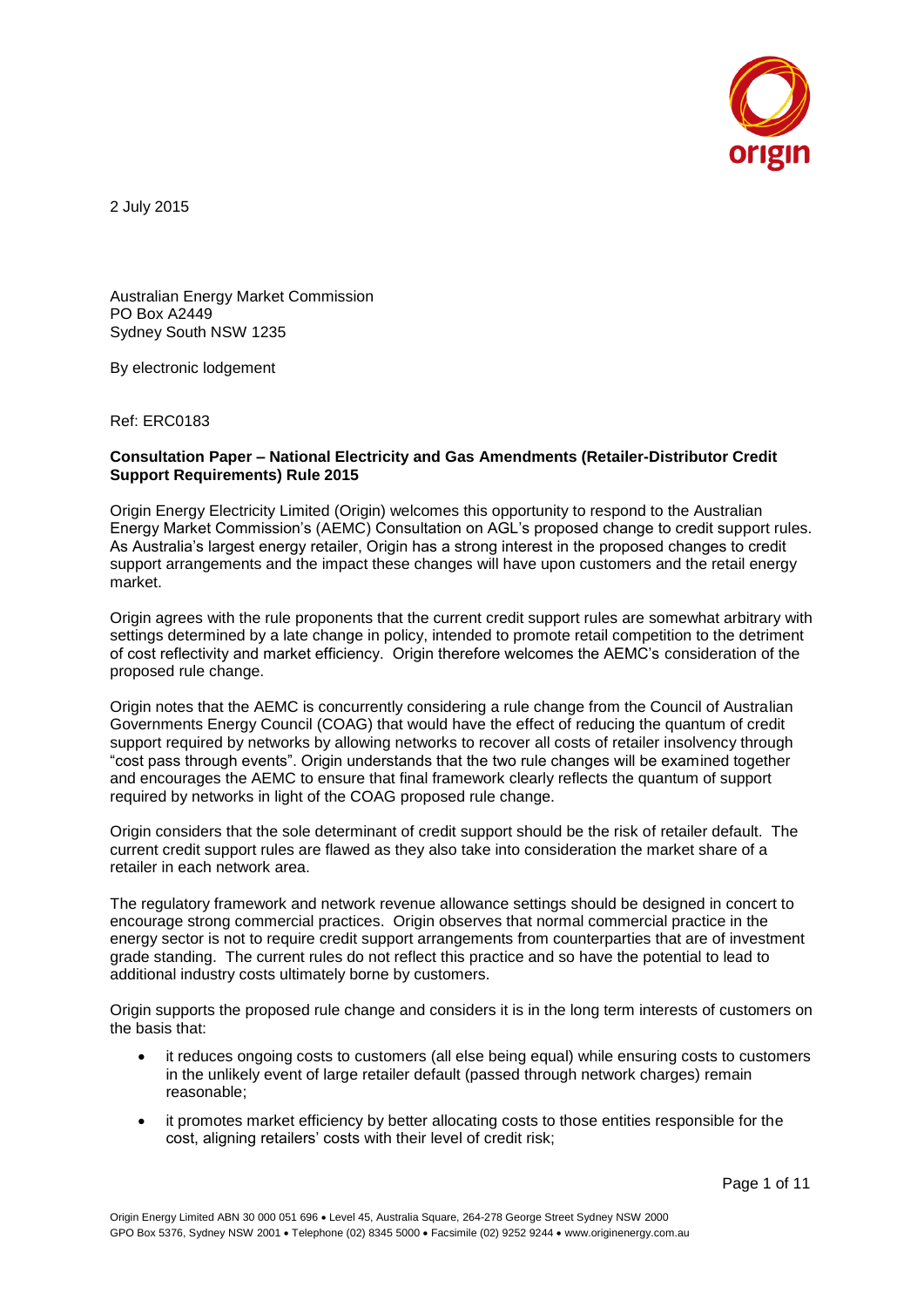2 July 2015

Australian Energy Market Commission
PO Box A2449
Sydney South NSW 1235

By electronic lodgement

Ref: ERC0183

**Consultation Paper – National Electricity and Gas Amendments (Retailer-Distributor Credit Support Requirements) Rule 2015**

Origin Energy Electricity Limited (Origin) welcomes this opportunity to respond to the Australian Energy Market Commission's (AEMC) Consultation on AGL's proposed change to credit support rules. As Australia's largest energy retailer, Origin has a strong interest in the proposed changes to credit support arrangements and the impact these changes will have upon customers and the retail energy market.

Origin agrees with the rule proponents that the current credit support rules are somewhat arbitrary with settings determined by a late change in policy, intended to promote retail competition to the detriment of cost reflectivity and market efficiency. Origin therefore welcomes the AEMC's consideration of the proposed rule change.

Origin notes that the AEMC is concurrently considering a rule change from the Council of Australian Governments Energy Council (COAG) that would have the effect of reducing the quantum of credit support required by networks by allowing networks to recover all costs of retailer insolvency through "cost pass through events". Origin understands that the two rule changes will be examined together and encourages the AEMC to ensure that final framework clearly reflects the quantum of support required by networks in light of the COAG proposed rule change.

Origin considers that the sole determinant of credit support should be the risk of retailer default. The current credit support rules are flawed as they also take into consideration the market share of a retailer in each network area.

The regulatory framework and network revenue allowance settings should be designed in concert to encourage strong commercial practices. Origin observes that normal commercial practice in the energy sector is not to require credit support arrangements from counterparties that are of investment grade standing. The current rules do not reflect this practice and so have the potential to lead to additional industry costs ultimately borne by customers.

Origin supports the proposed rule change and considers it is in the long term interests of customers on the basis that:

- it reduces ongoing costs to customers (all else being equal) while ensuring costs to customers in the unlikely event of large retailer default (passed through network charges) remain reasonable;
- it promotes market efficiency by better allocating costs to those entities responsible for the cost, aligning retailers' costs with their level of credit risk;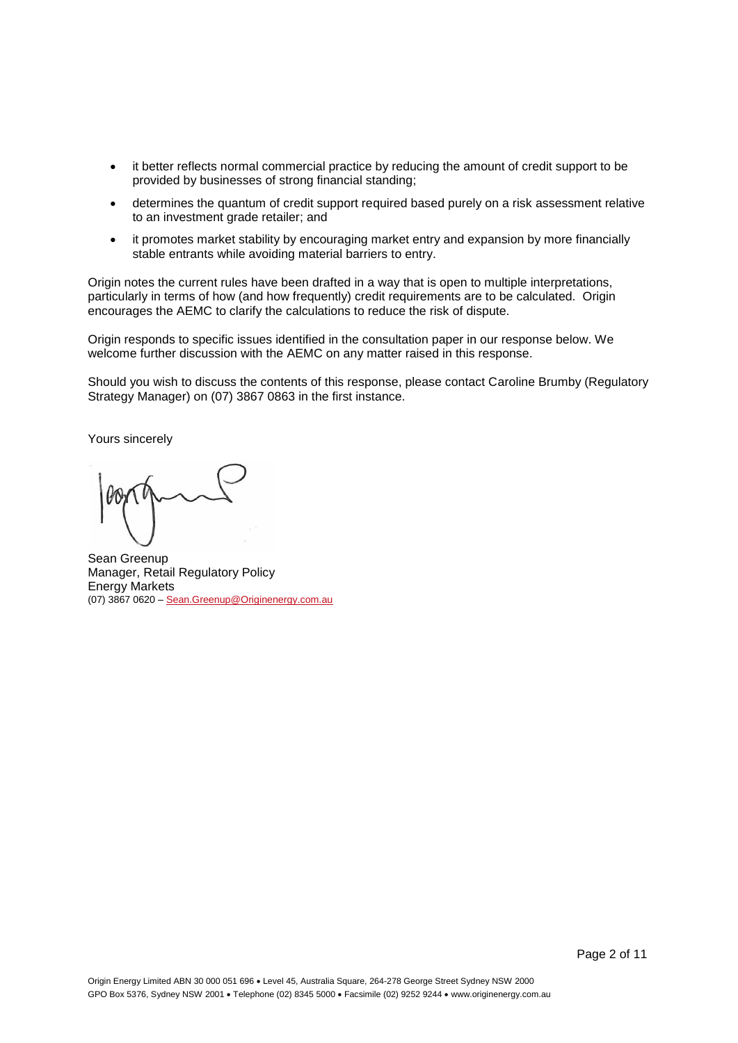- it better reflects normal commercial practice by reducing the amount of credit support to be provided by businesses of strong financial standing;
- determines the quantum of credit support required based purely on a risk assessment relative to an investment grade retailer; and
- it promotes market stability by encouraging market entry and expansion by more financially stable entrants while avoiding material barriers to entry.

Origin notes the current rules have been drafted in a way that is open to multiple interpretations, particularly in terms of how (and how frequently) credit requirements are to be calculated. Origin encourages the AEMC to clarify the calculations to reduce the risk of dispute.

Origin responds to specific issues identified in the consultation paper in our response below. We welcome further discussion with the AEMC on any matter raised in this response.

Should you wish to discuss the contents of this response, please contact Caroline Brumby (Regulatory Strategy Manager) on (07) 3867 0863 in the first instance.

Yours sincerely

Sean Greenup
Manager, Retail Regulatory Policy
Energy Markets
(07) 3867 0620 – Sean.Greenup@Originenergy.com.au

Origin Energy Limited ABN 30 000 051 696 • Level 45, Australia Square, 264-278 George Street Sydney NSW 2000
GPO Box 5376, Sydney NSW 2001 • Telephone (02) 8345 5000 • Facsimile (02) 9252 9244 • www.originenergy.com.au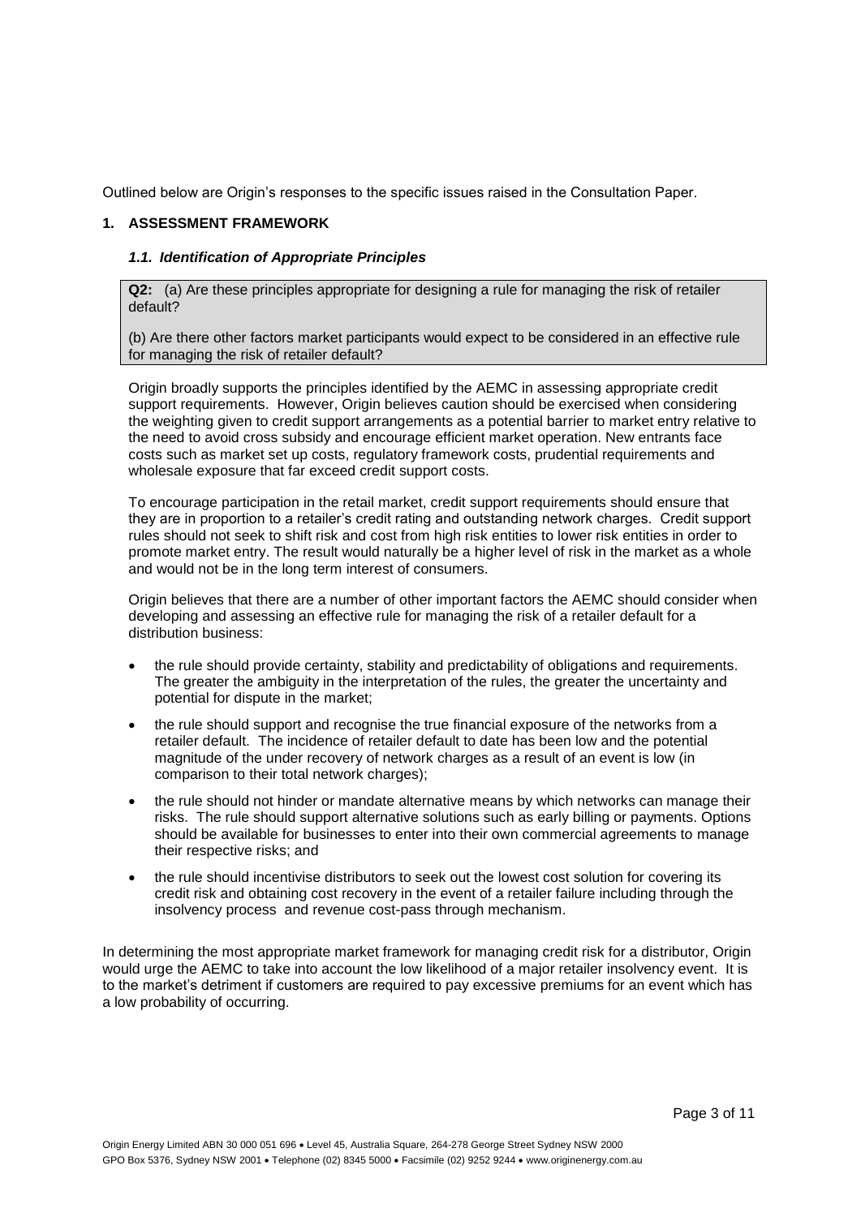Outlined below are Origin's responses to the specific issues raised in the Consultation Paper.

## 1. ASSESSMENT FRAMEWORK

### *1.1. Identification of Appropriate Principles*

> **Q2:** (a) Are these principles appropriate for designing a rule for managing the risk of retailer default?
>
> (b) Are there other factors market participants would expect to be considered in an effective rule for managing the risk of retailer default?

Origin broadly supports the principles identified by the AEMC in assessing appropriate credit support requirements. However, Origin believes caution should be exercised when considering the weighting given to credit support arrangements as a potential barrier to market entry relative to the need to avoid cross subsidy and encourage efficient market operation. New entrants face costs such as market set up costs, regulatory framework costs, prudential requirements and wholesale exposure that far exceed credit support costs.

To encourage participation in the retail market, credit support requirements should ensure that they are in proportion to a retailer's credit rating and outstanding network charges. Credit support rules should not seek to shift risk and cost from high risk entities to lower risk entities in order to promote market entry. The result would naturally be a higher level of risk in the market as a whole and would not be in the long term interest of consumers.

Origin believes that there are a number of other important factors the AEMC should consider when developing and assessing an effective rule for managing the risk of a retailer default for a distribution business:

- the rule should provide certainty, stability and predictability of obligations and requirements. The greater the ambiguity in the interpretation of the rules, the greater the uncertainty and potential for dispute in the market;
- the rule should support and recognise the true financial exposure of the networks from a retailer default. The incidence of retailer default to date has been low and the potential magnitude of the under recovery of network charges as a result of an event is low (in comparison to their total network charges);
- the rule should not hinder or mandate alternative means by which networks can manage their risks. The rule should support alternative solutions such as early billing or payments. Options should be available for businesses to enter into their own commercial agreements to manage their respective risks; and
- the rule should incentivise distributors to seek out the lowest cost solution for covering its credit risk and obtaining cost recovery in the event of a retailer failure including through the insolvency process and revenue cost-pass through mechanism.

In determining the most appropriate market framework for managing credit risk for a distributor, Origin would urge the AEMC to take into account the low likelihood of a major retailer insolvency event. It is to the market's detriment if customers are required to pay excessive premiums for an event which has a low probability of occurring.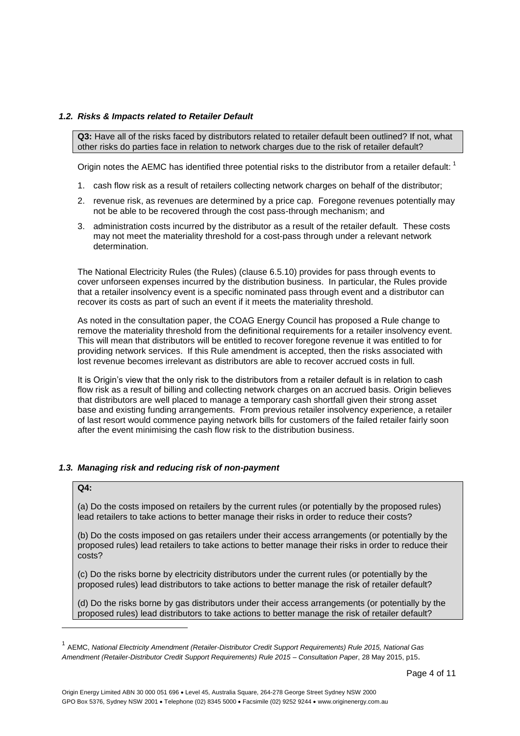### *1.2. Risks & Impacts related to Retailer Default*

**Q3:** Have all of the risks faced by distributors related to retailer default been outlined? If not, what other risks do parties face in relation to network charges due to the risk of retailer default?

Origin notes the AEMC has identified three potential risks to the distributor from a retailer default: [1]

1. cash flow risk as a result of retailers collecting network charges on behalf of the distributor;
2. revenue risk, as revenues are determined by a price cap. Foregone revenues potentially may not be able to be recovered through the cost pass-through mechanism; and
3. administration costs incurred by the distributor as a result of the retailer default. These costs may not meet the materiality threshold for a cost-pass through under a relevant network determination.

The National Electricity Rules (the Rules) (clause 6.5.10) provides for pass through events to cover unforseen expenses incurred by the distribution business. In particular, the Rules provide that a retailer insolvency event is a specific nominated pass through event and a distributor can recover its costs as part of such an event if it meets the materiality threshold.

As noted in the consultation paper, the COAG Energy Council has proposed a Rule change to remove the materiality threshold from the definitional requirements for a retailer insolvency event. This will mean that distributors will be entitled to recover foregone revenue it was entitled to for providing network services. If this Rule amendment is accepted, then the risks associated with lost revenue becomes irrelevant as distributors are able to recover accrued costs in full.

It is Origin's view that the only risk to the distributors from a retailer default is in relation to cash flow risk as a result of billing and collecting network charges on an accrued basis. Origin believes that distributors are well placed to manage a temporary cash shortfall given their strong asset base and existing funding arrangements. From previous retailer insolvency experience, a retailer of last resort would commence paying network bills for customers of the failed retailer fairly soon after the event minimising the cash flow risk to the distribution business.

### *1.3. Managing risk and reducing risk of non-payment*

**Q4:**

(a) Do the costs imposed on retailers by the current rules (or potentially by the proposed rules) lead retailers to take actions to better manage their risks in order to reduce their costs?

(b) Do the costs imposed on gas retailers under their access arrangements (or potentially by the proposed rules) lead retailers to take actions to better manage their risks in order to reduce their costs?

(c) Do the risks borne by electricity distributors under the current rules (or potentially by the proposed rules) lead distributors to take actions to better manage the risk of retailer default?

(d) Do the risks borne by gas distributors under their access arrangements (or potentially by the proposed rules) lead distributors to take actions to better manage the risk of retailer default?

---

[1] AEMC, *National Electricity Amendment (Retailer-Distributor Credit Support Requirements) Rule 2015, National Gas Amendment (Retailer-Distributor Credit Support Requirements) Rule 2015 – Consultation Paper*, 28 May 2015, p15.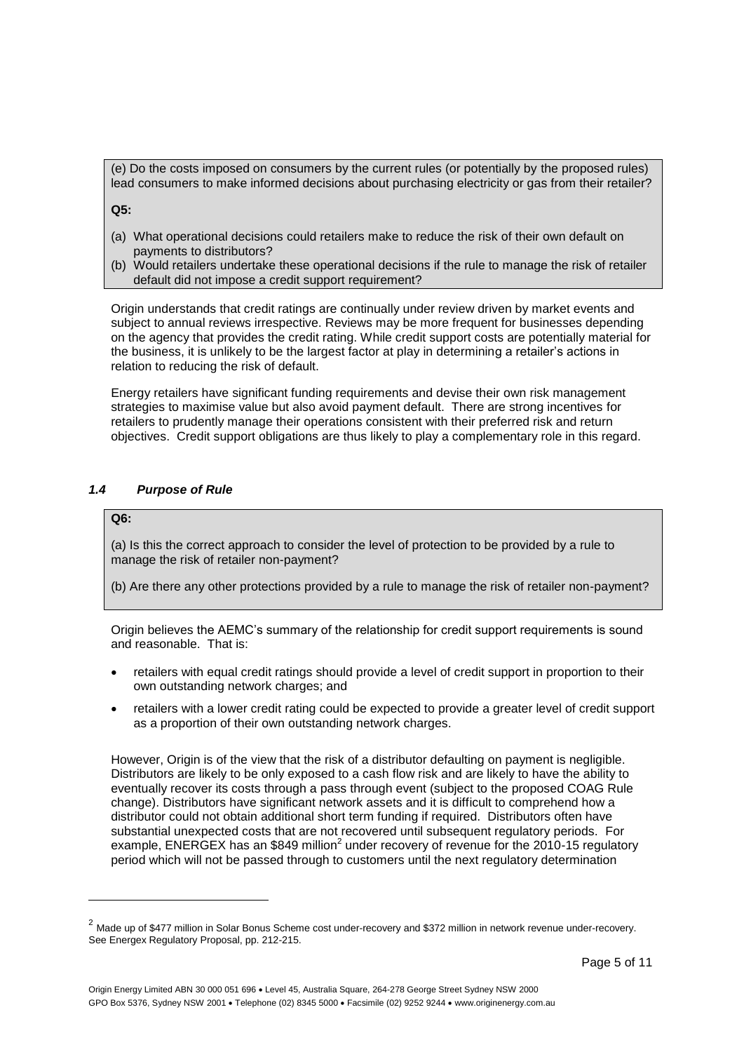(e) Do the costs imposed on consumers by the current rules (or potentially by the proposed rules) lead consumers to make informed decisions about purchasing electricity or gas from their retailer?

**Q5:**

(a) What operational decisions could retailers make to reduce the risk of their own default on payments to distributors?

(b) Would retailers undertake these operational decisions if the rule to manage the risk of retailer default did not impose a credit support requirement?

Origin understands that credit ratings are continually under review driven by market events and subject to annual reviews irrespective. Reviews may be more frequent for businesses depending on the agency that provides the credit rating. While credit support costs are potentially material for the business, it is unlikely to be the largest factor at play in determining a retailer's actions in relation to reducing the risk of default.

Energy retailers have significant funding requirements and devise their own risk management strategies to maximise value but also avoid payment default. There are strong incentives for retailers to prudently manage their operations consistent with their preferred risk and return objectives. Credit support obligations are thus likely to play a complementary role in this regard.

### *1.4 Purpose of Rule*

**Q6:**

(a) Is this the correct approach to consider the level of protection to be provided by a rule to manage the risk of retailer non-payment?

(b) Are there any other protections provided by a rule to manage the risk of retailer non-payment?

Origin believes the AEMC's summary of the relationship for credit support requirements is sound and reasonable. That is:

- retailers with equal credit ratings should provide a level of credit support in proportion to their own outstanding network charges; and
- retailers with a lower credit rating could be expected to provide a greater level of credit support as a proportion of their own outstanding network charges.

However, Origin is of the view that the risk of a distributor defaulting on payment is negligible. Distributors are likely to be only exposed to a cash flow risk and are likely to have the ability to eventually recover its costs through a pass through event (subject to the proposed COAG Rule change). Distributors have significant network assets and it is difficult to comprehend how a distributor could not obtain additional short term funding if required. Distributors often have substantial unexpected costs that are not recovered until subsequent regulatory periods. For example, ENERGEX has an $849 million[2] under recovery of revenue for the 2010-15 regulatory period which will not be passed through to customers until the next regulatory determination

[2] Made up of $477 million in Solar Bonus Scheme cost under-recovery and $372 million in network revenue under-recovery. See Energex Regulatory Proposal, pp. 212-215.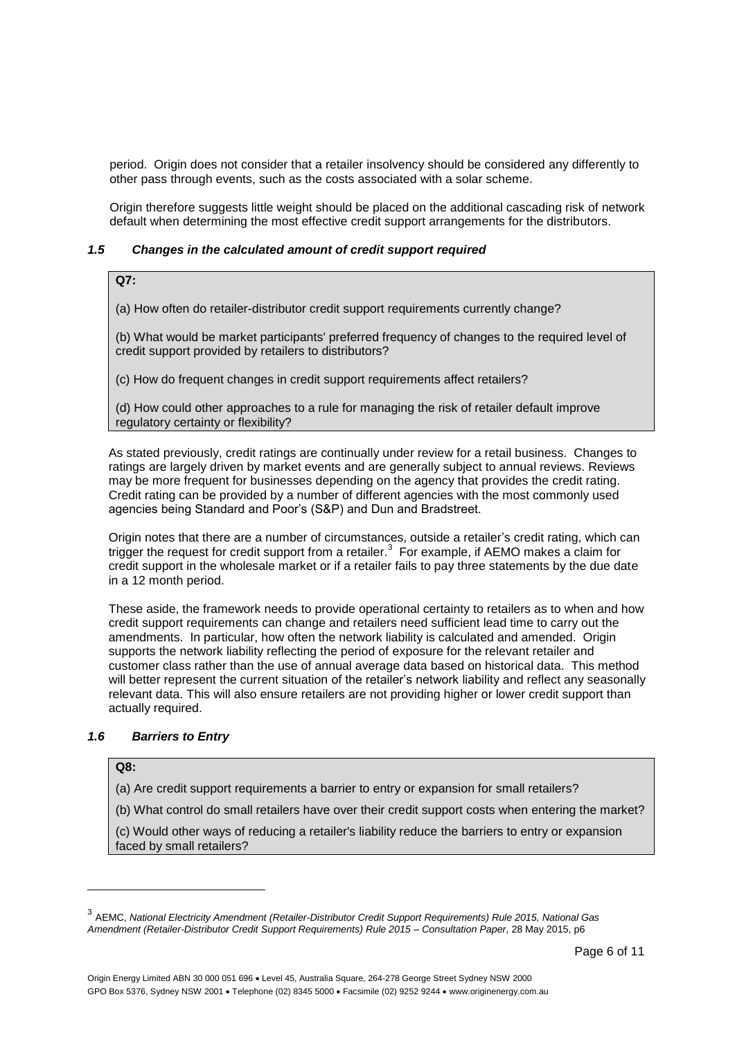period. Origin does not consider that a retailer insolvency should be considered any differently to other pass through events, such as the costs associated with a solar scheme.

Origin therefore suggests little weight should be placed on the additional cascading risk of network default when determining the most effective credit support arrangements for the distributors.

### *1.5 Changes in the calculated amount of credit support required*

> **Q7:**
>
> (a) How often do retailer-distributor credit support requirements currently change?
>
> (b) What would be market participants' preferred frequency of changes to the required level of credit support provided by retailers to distributors?
>
> (c) How do frequent changes in credit support requirements affect retailers?
>
> (d) How could other approaches to a rule for managing the risk of retailer default improve regulatory certainty or flexibility?

As stated previously, credit ratings are continually under review for a retail business. Changes to ratings are largely driven by market events and are generally subject to annual reviews. Reviews may be more frequent for businesses depending on the agency that provides the credit rating. Credit rating can be provided by a number of different agencies with the most commonly used agencies being Standard and Poor's (S&P) and Dun and Bradstreet.

Origin notes that there are a number of circumstances, outside a retailer's credit rating, which can trigger the request for credit support from a retailer.[3] For example, if AEMO makes a claim for credit support in the wholesale market or if a retailer fails to pay three statements by the due date in a 12 month period.

These aside, the framework needs to provide operational certainty to retailers as to when and how credit support requirements can change and retailers need sufficient lead time to carry out the amendments. In particular, how often the network liability is calculated and amended. Origin supports the network liability reflecting the period of exposure for the relevant retailer and customer class rather than the use of annual average data based on historical data. This method will better represent the current situation of the retailer's network liability and reflect any seasonally relevant data. This will also ensure retailers are not providing higher or lower credit support than actually required.

### *1.6 Barriers to Entry*

> **Q8:**
>
> (a) Are credit support requirements a barrier to entry or expansion for small retailers?
>
> (b) What control do small retailers have over their credit support costs when entering the market?
>
> (c) Would other ways of reducing a retailer's liability reduce the barriers to entry or expansion faced by small retailers?

---

[3] AEMC, *National Electricity Amendment (Retailer-Distributor Credit Support Requirements) Rule 2015, National Gas Amendment (Retailer-Distributor Credit Support Requirements) Rule 2015 – Consultation Paper*, 28 May 2015, p6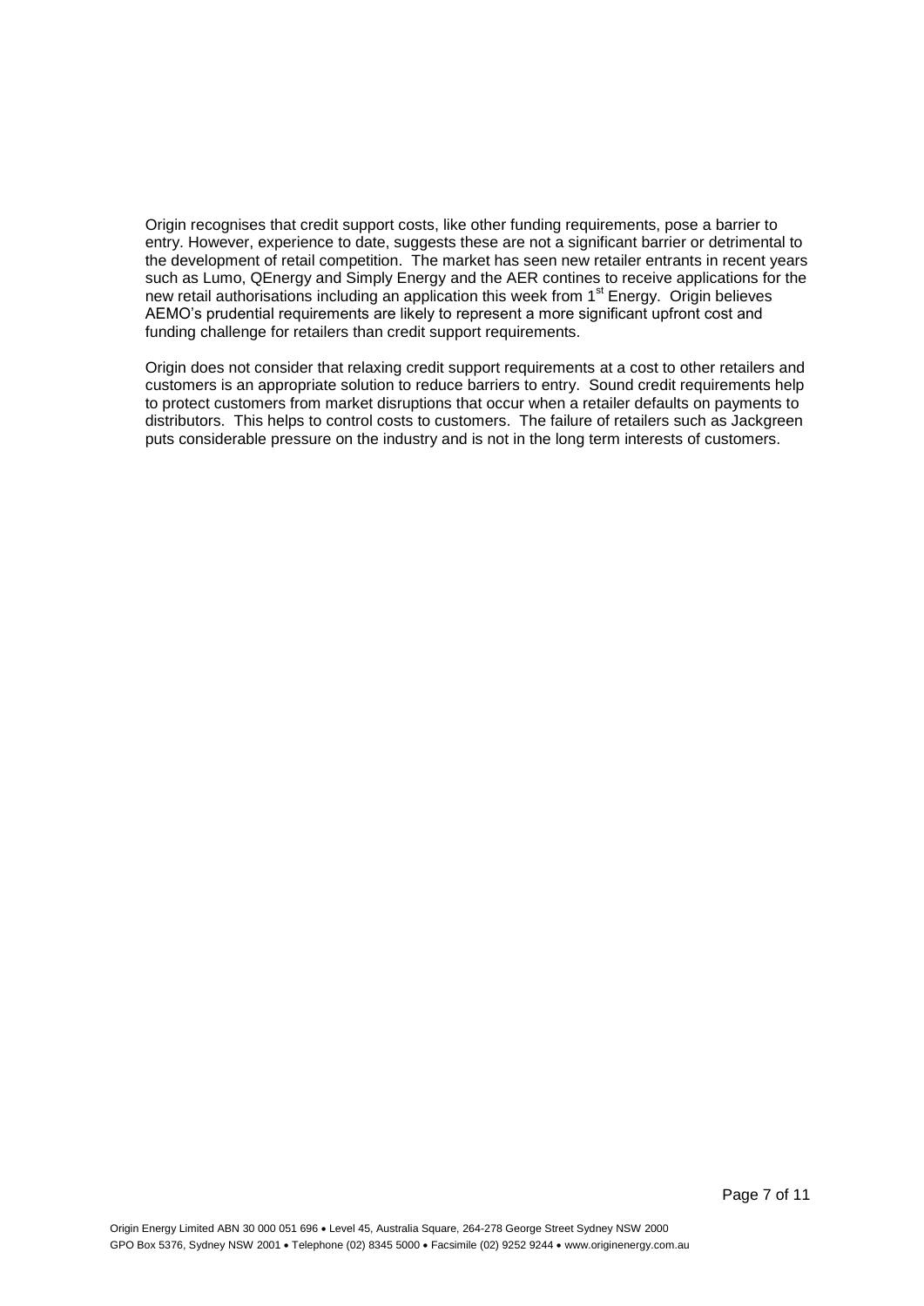Origin recognises that credit support costs, like other funding requirements, pose a barrier to entry. However, experience to date, suggests these are not a significant barrier or detrimental to the development of retail competition. The market has seen new retailer entrants in recent years such as Lumo, QEnergy and Simply Energy and the AER contines to receive applications for the new retail authorisations including an application this week from 1st Energy. Origin believes AEMO's prudential requirements are likely to represent a more significant upfront cost and funding challenge for retailers than credit support requirements.

Origin does not consider that relaxing credit support requirements at a cost to other retailers and customers is an appropriate solution to reduce barriers to entry. Sound credit requirements help to protect customers from market disruptions that occur when a retailer defaults on payments to distributors. This helps to control costs to customers. The failure of retailers such as Jackgreen puts considerable pressure on the industry and is not in the long term interests of customers.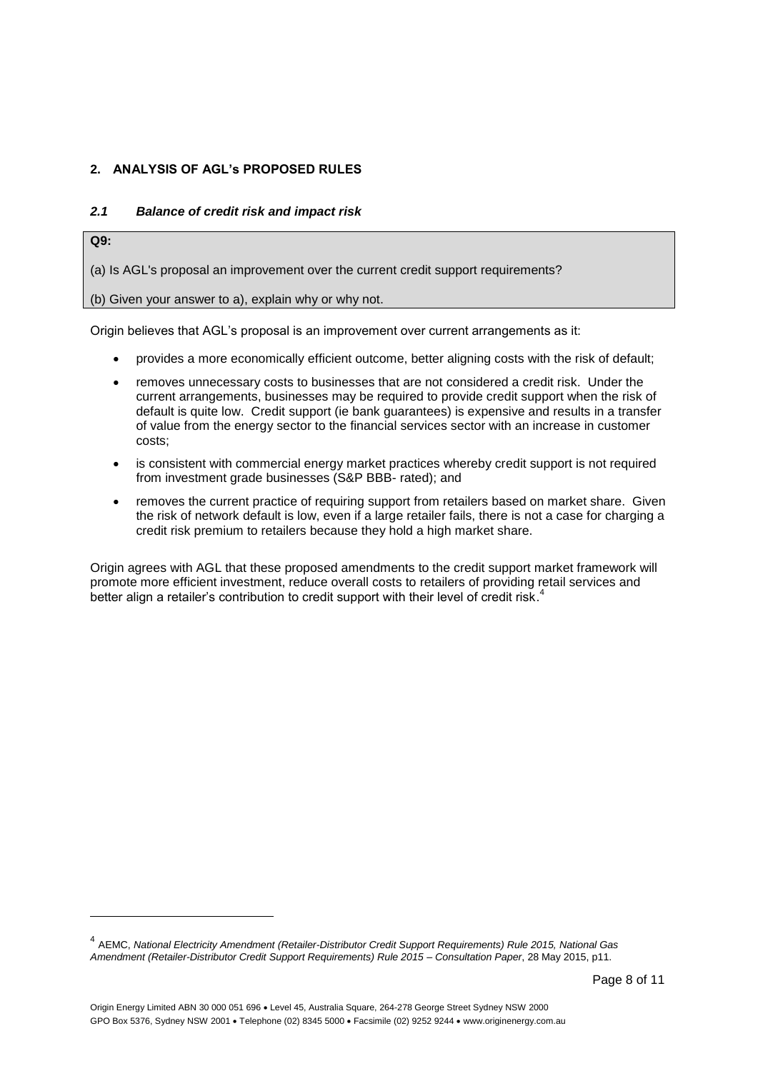## 2. ANALYSIS OF AGL's PROPOSED RULES

### *2.1 Balance of credit risk and impact risk*

**Q9:**

(a) Is AGL's proposal an improvement over the current credit support requirements?

(b) Given your answer to a), explain why or why not.

Origin believes that AGL's proposal is an improvement over current arrangements as it:

- provides a more economically efficient outcome, better aligning costs with the risk of default;
- removes unnecessary costs to businesses that are not considered a credit risk. Under the current arrangements, businesses may be required to provide credit support when the risk of default is quite low. Credit support (ie bank guarantees) is expensive and results in a transfer of value from the energy sector to the financial services sector with an increase in customer costs;
- is consistent with commercial energy market practices whereby credit support is not required from investment grade businesses (S&P BBB- rated); and
- removes the current practice of requiring support from retailers based on market share. Given the risk of network default is low, even if a large retailer fails, there is not a case for charging a credit risk premium to retailers because they hold a high market share.

Origin agrees with AGL that these proposed amendments to the credit support market framework will promote more efficient investment, reduce overall costs to retailers of providing retail services and better align a retailer's contribution to credit support with their level of credit risk.[4]

---

[4] AEMC, *National Electricity Amendment (Retailer-Distributor Credit Support Requirements) Rule 2015, National Gas Amendment (Retailer-Distributor Credit Support Requirements) Rule 2015 – Consultation Paper*, 28 May 2015, p11.

Origin Energy Limited ABN 30 000 051 696 • Level 45, Australia Square, 264-278 George Street Sydney NSW 2000
GPO Box 5376, Sydney NSW 2001 • Telephone (02) 8345 5000 • Facsimile (02) 9252 9244 • www.originenergy.com.au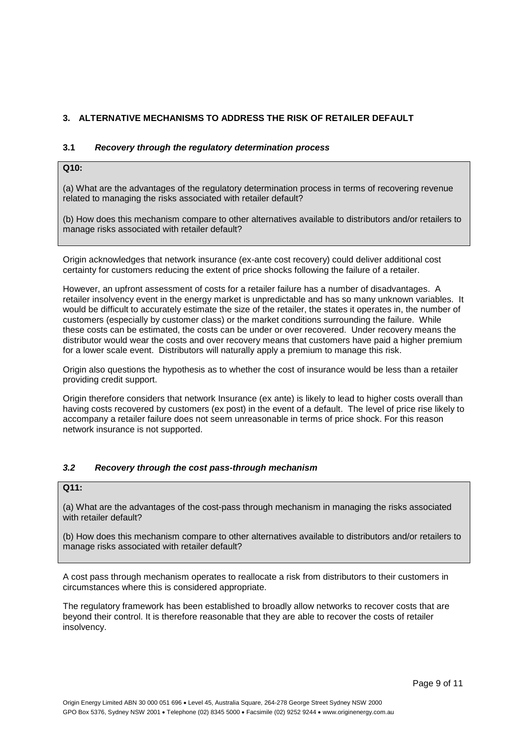## 3. ALTERNATIVE MECHANISMS TO ADDRESS THE RISK OF RETAILER DEFAULT

### 3.1 *Recovery through the regulatory determination process*

> **Q10:**
>
> (a) What are the advantages of the regulatory determination process in terms of recovering revenue related to managing the risks associated with retailer default?
>
> (b) How does this mechanism compare to other alternatives available to distributors and/or retailers to manage risks associated with retailer default?

Origin acknowledges that network insurance (ex-ante cost recovery) could deliver additional cost certainty for customers reducing the extent of price shocks following the failure of a retailer.

However, an upfront assessment of costs for a retailer failure has a number of disadvantages. A retailer insolvency event in the energy market is unpredictable and has so many unknown variables. It would be difficult to accurately estimate the size of the retailer, the states it operates in, the number of customers (especially by customer class) or the market conditions surrounding the failure. While these costs can be estimated, the costs can be under or over recovered. Under recovery means the distributor would wear the costs and over recovery means that customers have paid a higher premium for a lower scale event. Distributors will naturally apply a premium to manage this risk.

Origin also questions the hypothesis as to whether the cost of insurance would be less than a retailer providing credit support.

Origin therefore considers that network Insurance (ex ante) is likely to lead to higher costs overall than having costs recovered by customers (ex post) in the event of a default. The level of price rise likely to accompany a retailer failure does not seem unreasonable in terms of price shock. For this reason network insurance is not supported.

### *3.2 Recovery through the cost pass-through mechanism*

> **Q11:**
>
> (a) What are the advantages of the cost-pass through mechanism in managing the risks associated with retailer default?
>
> (b) How does this mechanism compare to other alternatives available to distributors and/or retailers to manage risks associated with retailer default?

A cost pass through mechanism operates to reallocate a risk from distributors to their customers in circumstances where this is considered appropriate.

The regulatory framework has been established to broadly allow networks to recover costs that are beyond their control. It is therefore reasonable that they are able to recover the costs of retailer insolvency.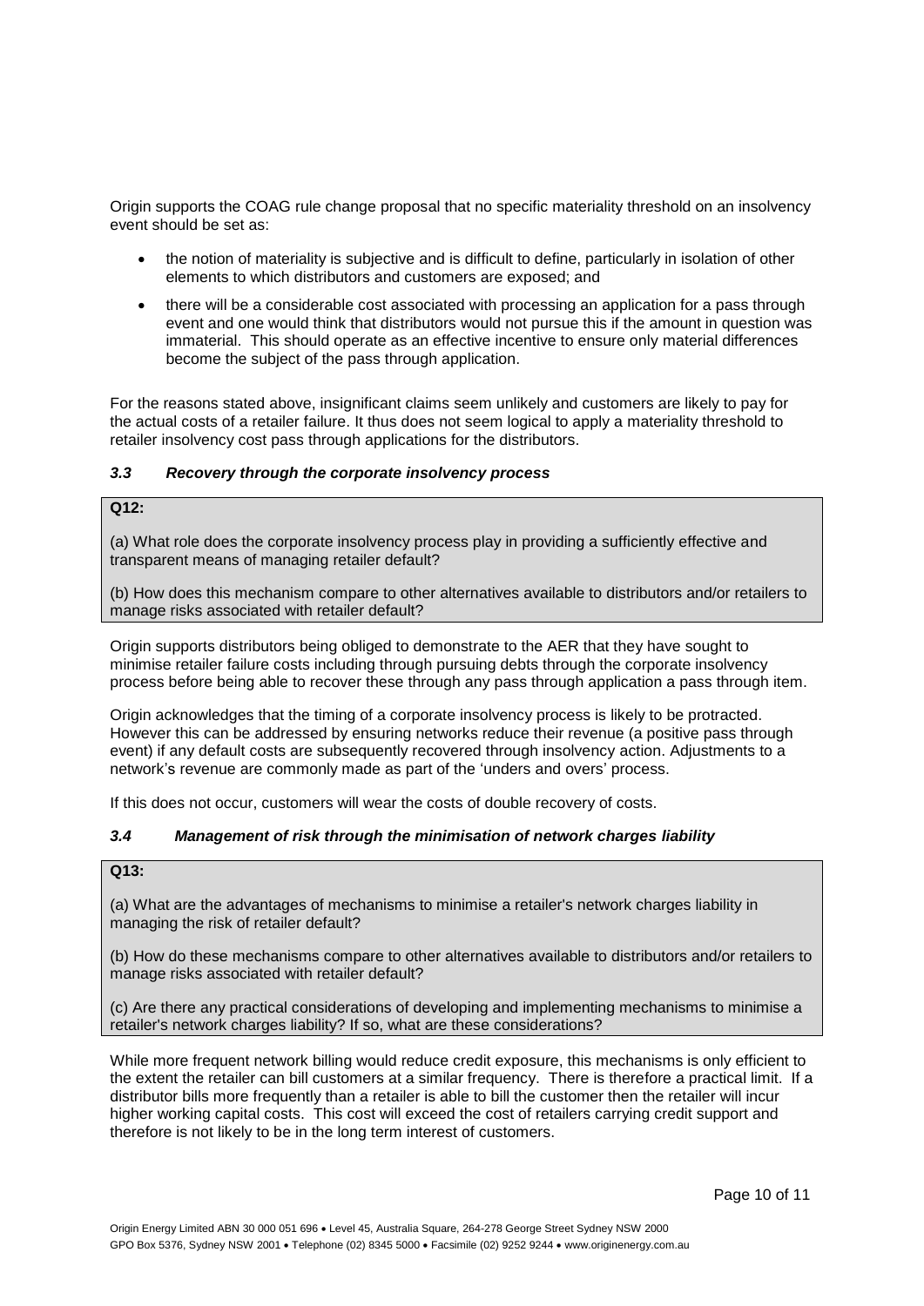Origin supports the COAG rule change proposal that no specific materiality threshold on an insolvency event should be set as:

- the notion of materiality is subjective and is difficult to define, particularly in isolation of other elements to which distributors and customers are exposed; and
- there will be a considerable cost associated with processing an application for a pass through event and one would think that distributors would not pursue this if the amount in question was immaterial. This should operate as an effective incentive to ensure only material differences become the subject of the pass through application.

For the reasons stated above, insignificant claims seem unlikely and customers are likely to pay for the actual costs of a retailer failure. It thus does not seem logical to apply a materiality threshold to retailer insolvency cost pass through applications for the distributors.

### *3.3 Recovery through the corporate insolvency process*

**Q12:**

(a) What role does the corporate insolvency process play in providing a sufficiently effective and transparent means of managing retailer default?

(b) How does this mechanism compare to other alternatives available to distributors and/or retailers to manage risks associated with retailer default?

Origin supports distributors being obliged to demonstrate to the AER that they have sought to minimise retailer failure costs including through pursuing debts through the corporate insolvency process before being able to recover these through any pass through application a pass through item.

Origin acknowledges that the timing of a corporate insolvency process is likely to be protracted. However this can be addressed by ensuring networks reduce their revenue (a positive pass through event) if any default costs are subsequently recovered through insolvency action. Adjustments to a network's revenue are commonly made as part of the 'unders and overs' process.

If this does not occur, customers will wear the costs of double recovery of costs.

### *3.4 Management of risk through the minimisation of network charges liability*

**Q13:**

(a) What are the advantages of mechanisms to minimise a retailer's network charges liability in managing the risk of retailer default?

(b) How do these mechanisms compare to other alternatives available to distributors and/or retailers to manage risks associated with retailer default?

(c) Are there any practical considerations of developing and implementing mechanisms to minimise a retailer's network charges liability? If so, what are these considerations?

While more frequent network billing would reduce credit exposure, this mechanisms is only efficient to the extent the retailer can bill customers at a similar frequency. There is therefore a practical limit. If a distributor bills more frequently than a retailer is able to bill the customer then the retailer will incur higher working capital costs. This cost will exceed the cost of retailers carrying credit support and therefore is not likely to be in the long term interest of customers.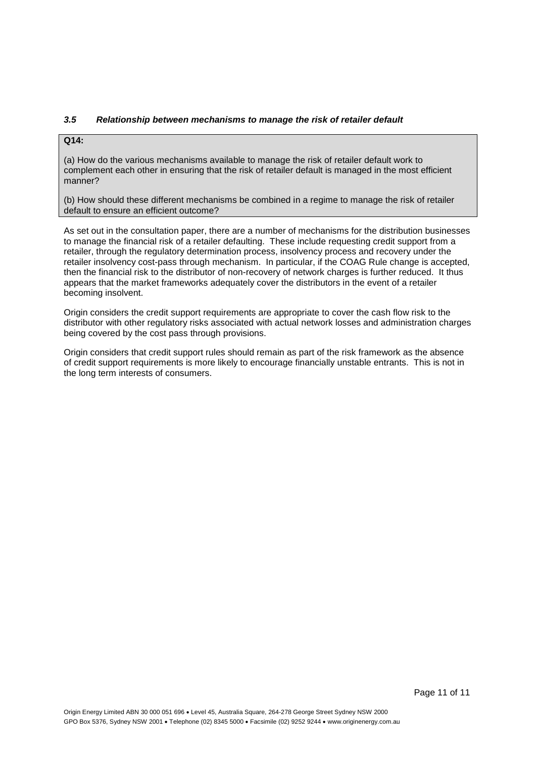### *3.5 Relationship between mechanisms to manage the risk of retailer default*

**Q14:**

(a) How do the various mechanisms available to manage the risk of retailer default work to complement each other in ensuring that the risk of retailer default is managed in the most efficient manner?

(b) How should these different mechanisms be combined in a regime to manage the risk of retailer default to ensure an efficient outcome?

As set out in the consultation paper, there are a number of mechanisms for the distribution businesses to manage the financial risk of a retailer defaulting. These include requesting credit support from a retailer, through the regulatory determination process, insolvency process and recovery under the retailer insolvency cost-pass through mechanism. In particular, if the COAG Rule change is accepted, then the financial risk to the distributor of non-recovery of network charges is further reduced. It thus appears that the market frameworks adequately cover the distributors in the event of a retailer becoming insolvent.

Origin considers the credit support requirements are appropriate to cover the cash flow risk to the distributor with other regulatory risks associated with actual network losses and administration charges being covered by the cost pass through provisions.

Origin considers that credit support rules should remain as part of the risk framework as the absence of credit support requirements is more likely to encourage financially unstable entrants. This is not in the long term interests of consumers.